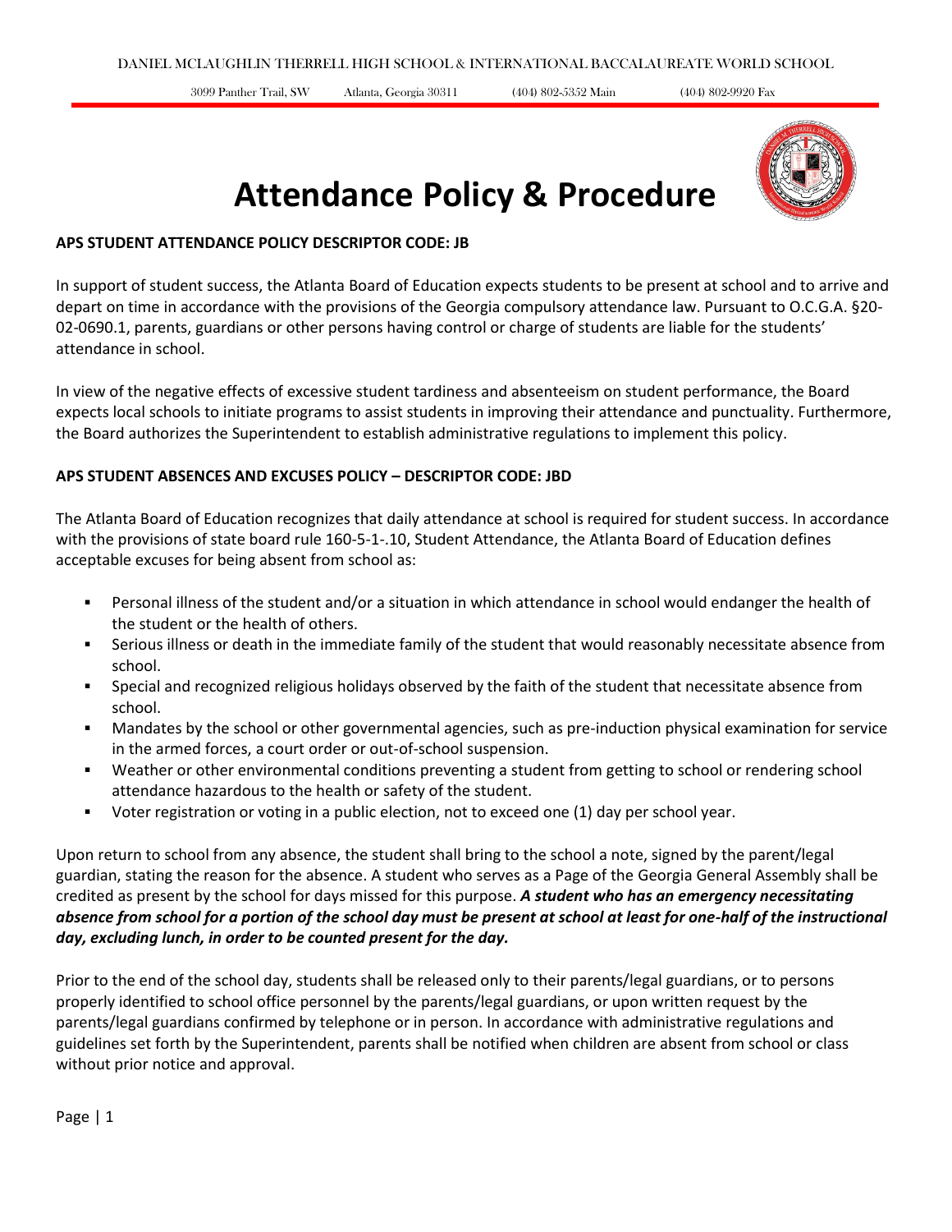DANIEL MCLAUGHLIN THERRELL HIGH SCHOOL & INTERNATIONAL BACCALAUREATE WORLD SCHOOL

3099 Panther Trail, SW Atlanta, Georgia 30311 (404) 802-5352 Main (404) 802-9920 Fax

# Attendance Policy & Procedure

**APS STUDENT ATTENDANCE POLICY DESCRIPTOR CODE: JB**

In support of student success, the Atlanta Board of Education expects students to be present at school and to arrive and depart on time in accordance with the provisions of the Georgia compulsory attendance law. Pursuant to O.C.G.A. §20-02-0690.1, parents, guardians or other persons having control or charge of students are liable for the students' attendance in school.

In view of the negative effects of excessive student tardiness and absenteeism on student performance, the Board expects local schools to initiate programs to assist students in improving their attendance and punctuality. Furthermore, the Board authorizes the Superintendent to establish administrative regulations to implement this policy.

**APS STUDENT ABSENCES AND EXCUSES POLICY – DESCRIPTOR CODE: JBD**

The Atlanta Board of Education recognizes that daily attendance at school is required for student success. In accordance with the provisions of state board rule 160-5-1-.10, Student Attendance, the Atlanta Board of Education defines acceptable excuses for being absent from school as:

- Personal illness of the student and/or a situation in which attendance in school would endanger the health of the student or the health of others.
- Serious illness or death in the immediate family of the student that would reasonably necessitate absence from school.
- Special and recognized religious holidays observed by the faith of the student that necessitate absence from school.
- Mandates by the school or other governmental agencies, such as pre-induction physical examination for service in the armed forces, a court order or out-of-school suspension.
- Weather or other environmental conditions preventing a student from getting to school or rendering school attendance hazardous to the health or safety of the student.
- Voter registration or voting in a public election, not to exceed one (1) day per school year.

Upon return to school from any absence, the student shall bring to the school a note, signed by the parent/legal guardian, stating the reason for the absence. A student who serves as a Page of the Georgia General Assembly shall be credited as present by the school for days missed for this purpose. ***A student who has an emergency necessitating absence from school for a portion of the school day must be present at school at least for one-half of the instructional day, excluding lunch, in order to be counted present for the day.***

Prior to the end of the school day, students shall be released only to their parents/legal guardians, or to persons properly identified to school office personnel by the parents/legal guardians, or upon written request by the parents/legal guardians confirmed by telephone or in person. In accordance with administrative regulations and guidelines set forth by the Superintendent, parents shall be notified when children are absent from school or class without prior notice and approval.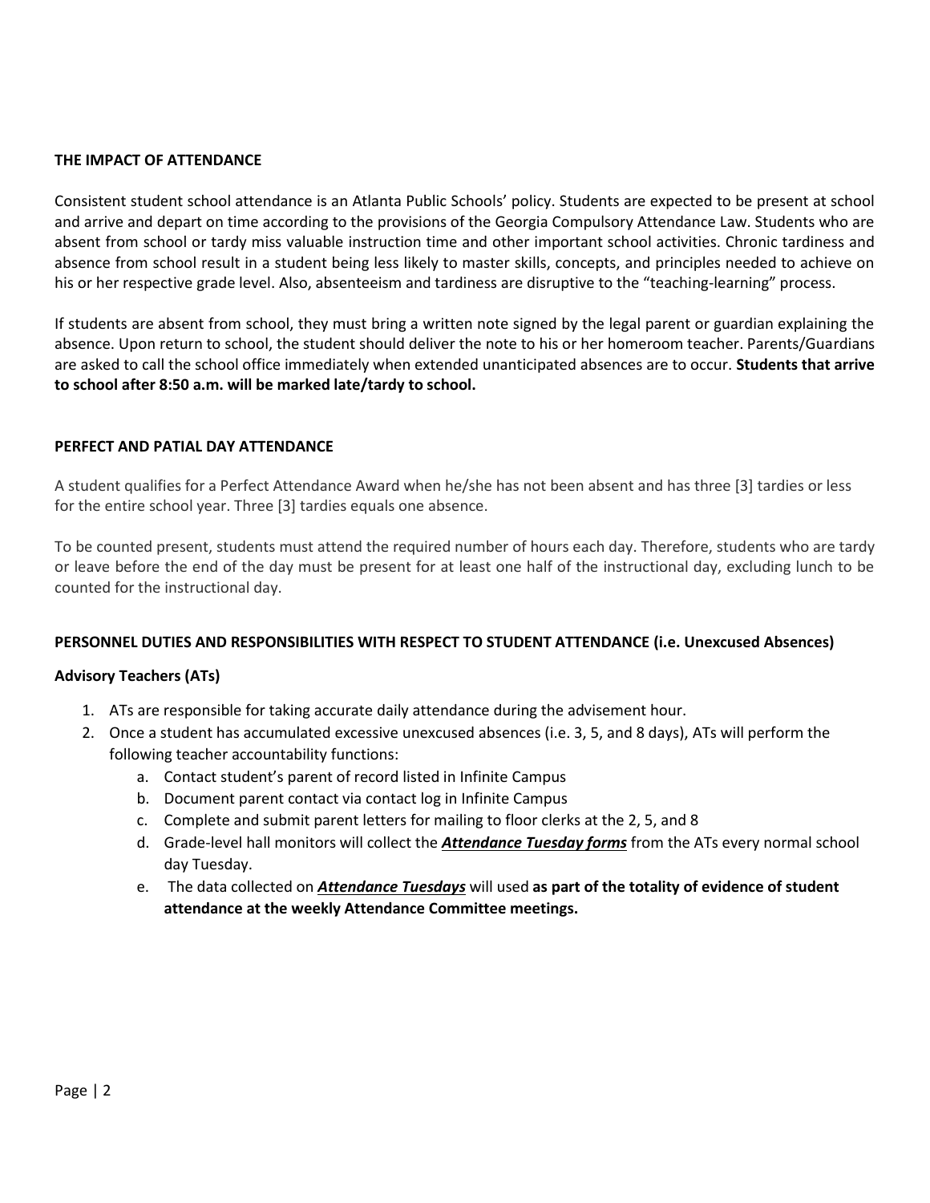## THE IMPACT OF ATTENDANCE

Consistent student school attendance is an Atlanta Public Schools' policy. Students are expected to be present at school and arrive and depart on time according to the provisions of the Georgia Compulsory Attendance Law. Students who are absent from school or tardy miss valuable instruction time and other important school activities. Chronic tardiness and absence from school result in a student being less likely to master skills, concepts, and principles needed to achieve on his or her respective grade level. Also, absenteeism and tardiness are disruptive to the "teaching-learning" process.

If students are absent from school, they must bring a written note signed by the legal parent or guardian explaining the absence. Upon return to school, the student should deliver the note to his or her homeroom teacher. Parents/Guardians are asked to call the school office immediately when extended unanticipated absences are to occur. **Students that arrive to school after 8:50 a.m. will be marked late/tardy to school.**

## PERFECT AND PATIAL DAY ATTENDANCE

A student qualifies for a Perfect Attendance Award when he/she has not been absent and has three [3] tardies or less for the entire school year. Three [3] tardies equals one absence.

To be counted present, students must attend the required number of hours each day. Therefore, students who are tardy or leave before the end of the day must be present for at least one half of the instructional day, excluding lunch to be counted for the instructional day.

## PERSONNEL DUTIES AND RESPONSIBILITIES WITH RESPECT TO STUDENT ATTENDANCE (i.e. Unexcused Absences)

### Advisory Teachers (ATs)

1. ATs are responsible for taking accurate daily attendance during the advisement hour.
2. Once a student has accumulated excessive unexcused absences (i.e. 3, 5, and 8 days), ATs will perform the following teacher accountability functions:
   a. Contact student's parent of record listed in Infinite Campus
   b. Document parent contact via contact log in Infinite Campus
   c. Complete and submit parent letters for mailing to floor clerks at the 2, 5, and 8
   d. Grade-level hall monitors will collect the ***Attendance Tuesday forms*** from the ATs every normal school day Tuesday.
   e. The data collected on ***Attendance Tuesdays*** will used **as part of the totality of evidence of student attendance at the weekly Attendance Committee meetings.**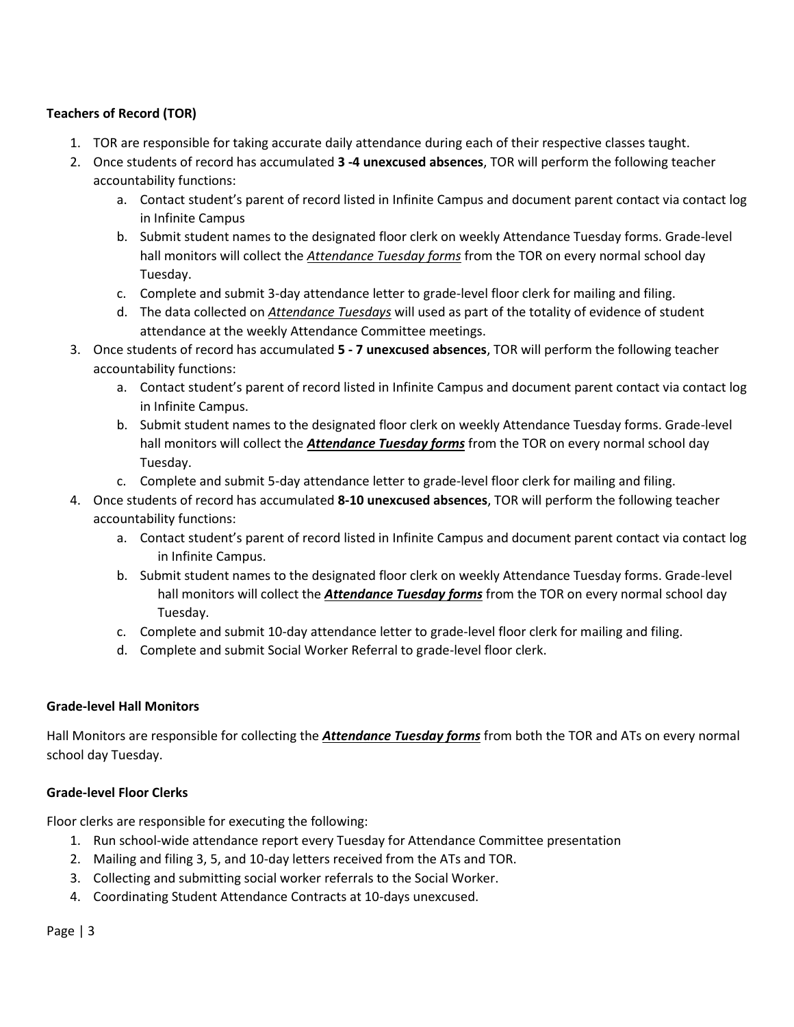**Teachers of Record (TOR)**

1. TOR are responsible for taking accurate daily attendance during each of their respective classes taught.
2. Once students of record has accumulated **3 -4 unexcused absences**, TOR will perform the following teacher accountability functions:
   a. Contact student's parent of record listed in Infinite Campus and document parent contact via contact log in Infinite Campus
   b. Submit student names to the designated floor clerk on weekly Attendance Tuesday forms. Grade-level hall monitors will collect the ***Attendance Tuesday forms*** from the TOR on every normal school day Tuesday.
   c. Complete and submit 3-day attendance letter to grade-level floor clerk for mailing and filing.
   d. The data collected on ***Attendance Tuesdays*** will used as part of the totality of evidence of student attendance at the weekly Attendance Committee meetings.
3. Once students of record has accumulated **5 - 7 unexcused absences**, TOR will perform the following teacher accountability functions:
   a. Contact student's parent of record listed in Infinite Campus and document parent contact via contact log in Infinite Campus.
   b. Submit student names to the designated floor clerk on weekly Attendance Tuesday forms. Grade-level hall monitors will collect the ***Attendance Tuesday forms*** from the TOR on every normal school day Tuesday.
   c. Complete and submit 5-day attendance letter to grade-level floor clerk for mailing and filing.
4. Once students of record has accumulated **8-10 unexcused absences**, TOR will perform the following teacher accountability functions:
   a. Contact student's parent of record listed in Infinite Campus and document parent contact via contact log in Infinite Campus.
   b. Submit student names to the designated floor clerk on weekly Attendance Tuesday forms. Grade-level hall monitors will collect the ***Attendance Tuesday forms*** from the TOR on every normal school day Tuesday.
   c. Complete and submit 10-day attendance letter to grade-level floor clerk for mailing and filing.
   d. Complete and submit Social Worker Referral to grade-level floor clerk.

**Grade-level Hall Monitors**

Hall Monitors are responsible for collecting the ***Attendance Tuesday forms*** from both the TOR and ATs on every normal school day Tuesday.

**Grade-level Floor Clerks**

Floor clerks are responsible for executing the following:

1. Run school-wide attendance report every Tuesday for Attendance Committee presentation
2. Mailing and filing 3, 5, and 10-day letters received from the ATs and TOR.
3. Collecting and submitting social worker referrals to the Social Worker.
4. Coordinating Student Attendance Contracts at 10-days unexcused.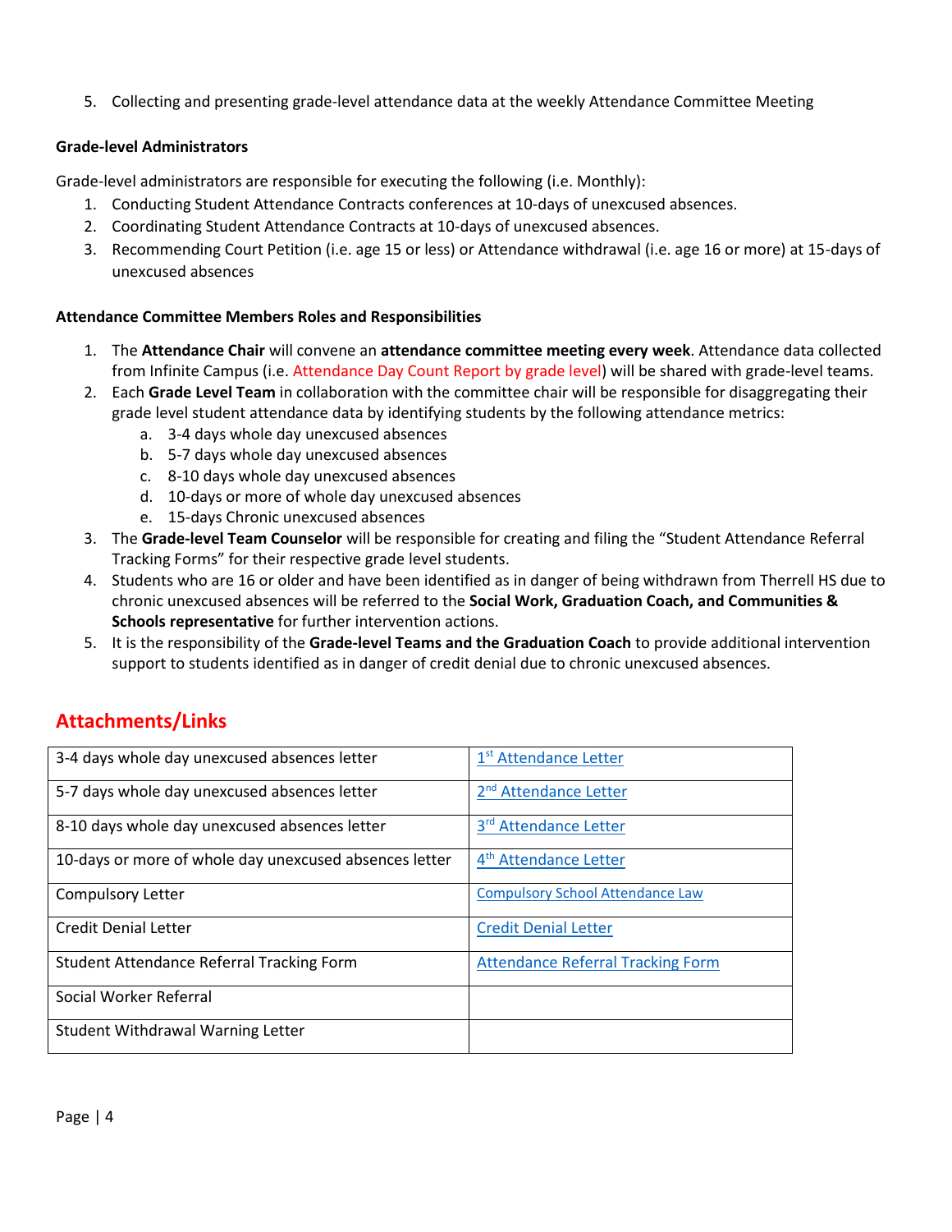5. Collecting and presenting grade-level attendance data at the weekly Attendance Committee Meeting

**Grade-level Administrators**

Grade-level administrators are responsible for executing the following (i.e. Monthly):

1. Conducting Student Attendance Contracts conferences at 10-days of unexcused absences.
2. Coordinating Student Attendance Contracts at 10-days of unexcused absences.
3. Recommending Court Petition (i.e. age 15 or less) or Attendance withdrawal (i.e. age 16 or more) at 15-days of unexcused absences

**Attendance Committee Members Roles and Responsibilities**

1. The **Attendance Chair** will convene an **attendance committee meeting every week**. Attendance data collected from Infinite Campus (i.e. Attendance Day Count Report by grade level) will be shared with grade-level teams.
2. Each **Grade Level Team** in collaboration with the committee chair will be responsible for disaggregating their grade level student attendance data by identifying students by the following attendance metrics:
   a. 3-4 days whole day unexcused absences
   b. 5-7 days whole day unexcused absences
   c. 8-10 days whole day unexcused absences
   d. 10-days or more of whole day unexcused absences
   e. 15-days Chronic unexcused absences
3. The **Grade-level Team Counselor** will be responsible for creating and filing the "Student Attendance Referral Tracking Forms" for their respective grade level students.
4. Students who are 16 or older and have been identified as in danger of being withdrawn from Therrell HS due to chronic unexcused absences will be referred to the **Social Work, Graduation Coach, and Communities & Schools representative** for further intervention actions.
5. It is the responsibility of the **Grade-level Teams and the Graduation Coach** to provide additional intervention support to students identified as in danger of credit denial due to chronic unexcused absences.

## Attachments/Links

| | |
|---|---|
| 3-4 days whole day unexcused absences letter | 1st Attendance Letter |
| 5-7 days whole day unexcused absences letter | 2nd Attendance Letter |
| 8-10 days whole day unexcused absences letter | 3rd Attendance Letter |
| 10-days or more of whole day unexcused absences letter | 4th Attendance Letter |
| Compulsory Letter | Compulsory School Attendance Law |
| Credit Denial Letter | Credit Denial Letter |
| Student Attendance Referral Tracking Form | Attendance Referral Tracking Form |
| Social Worker Referral | |
| Student Withdrawal Warning Letter | |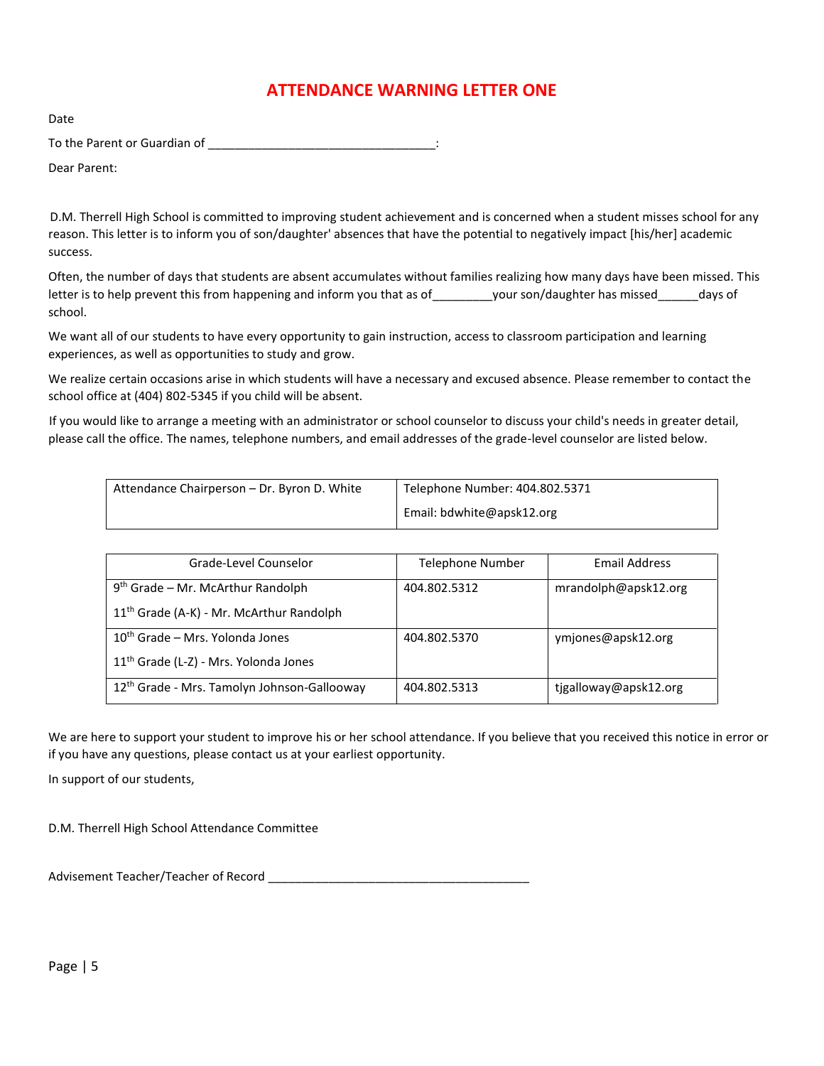# ATTENDANCE WARNING LETTER ONE

Date

To the Parent or Guardian of ________________________________:

Dear Parent:

D.M. Therrell High School is committed to improving student achievement and is concerned when a student misses school for any reason. This letter is to inform you of son/daughter' absences that have the potential to negatively impact [his/her] academic success.

Often, the number of days that students are absent accumulates without families realizing how many days have been missed. This letter is to help prevent this from happening and inform you that as of________your son/daughter has missed______days of school.

We want all of our students to have every opportunity to gain instruction, access to classroom participation and learning experiences, as well as opportunities to study and grow.

We realize certain occasions arise in which students will have a necessary and excused absence. Please remember to contact the school office at (404) 802-5345 if you child will be absent.

If you would like to arrange a meeting with an administrator or school counselor to discuss your child's needs in greater detail, please call the office. The names, telephone numbers, and email addresses of the grade-level counselor are listed below.

| Attendance Chairperson – Dr. Byron D. White | Telephone Number: 404.802.5371<br>Email: bdwhite@apsk12.org |
|---|---|

| Grade-Level Counselor | Telephone Number | Email Address |
|---|---|---|
| 9th Grade – Mr. McArthur Randolph<br>11th Grade (A-K) - Mr. McArthur Randolph | 404.802.5312 | mrandolph@apsk12.org |
| 10th Grade – Mrs. Yolonda Jones<br>11th Grade (L-Z) - Mrs. Yolonda Jones | 404.802.5370 | ymjones@apsk12.org |
| 12th Grade - Mrs. Tamolyn Johnson-Gallooway | 404.802.5313 | tjgalloway@apsk12.org |

We are here to support your student to improve his or her school attendance. If you believe that you received this notice in error or if you have any questions, please contact us at your earliest opportunity.

In support of our students,

D.M. Therrell High School Attendance Committee

Advisement Teacher/Teacher of Record ____________________________________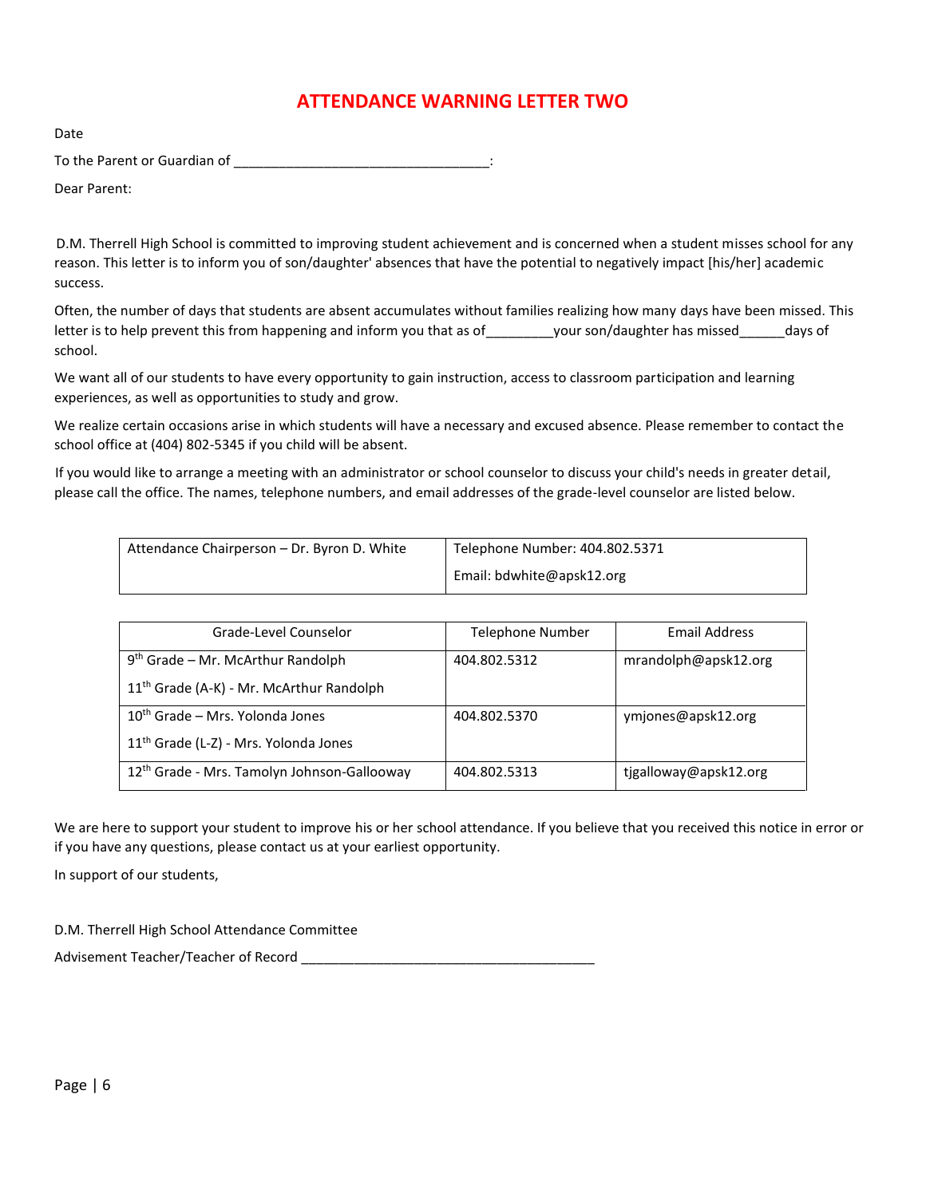# ATTENDANCE WARNING LETTER TWO

Date

To the Parent or Guardian of _________________________________:

Dear Parent:

D.M. Therrell High School is committed to improving student achievement and is concerned when a student misses school for any reason. This letter is to inform you of son/daughter' absences that have the potential to negatively impact [his/her] academic success.

Often, the number of days that students are absent accumulates without families realizing how many days have been missed. This letter is to help prevent this from happening and inform you that as of_________your son/daughter has missed______days of school.

We want all of our students to have every opportunity to gain instruction, access to classroom participation and learning experiences, as well as opportunities to study and grow.

We realize certain occasions arise in which students will have a necessary and excused absence. Please remember to contact the school office at (404) 802-5345 if you child will be absent.

If you would like to arrange a meeting with an administrator or school counselor to discuss your child's needs in greater detail, please call the office. The names, telephone numbers, and email addresses of the grade-level counselor are listed below.

| Attendance Chairperson – Dr. Byron D. White | Telephone Number: 404.802.5371<br>Email: bdwhite@apsk12.org |
|---|---|

| Grade-Level Counselor | Telephone Number | Email Address |
|---|---|---|
| 9th Grade – Mr. McArthur Randolph<br>11th Grade (A-K) - Mr. McArthur Randolph | 404.802.5312 | mrandolph@apsk12.org |
| 10th Grade – Mrs. Yolonda Jones<br>11th Grade (L-Z) - Mrs. Yolonda Jones | 404.802.5370 | ymjones@apsk12.org |
| 12th Grade - Mrs. Tamolyn Johnson-Gallooway | 404.802.5313 | tjgalloway@apsk12.org |

We are here to support your student to improve his or her school attendance. If you believe that you received this notice in error or if you have any questions, please contact us at your earliest opportunity.

In support of our students,

D.M. Therrell High School Attendance Committee

Advisement Teacher/Teacher of Record _______________________________________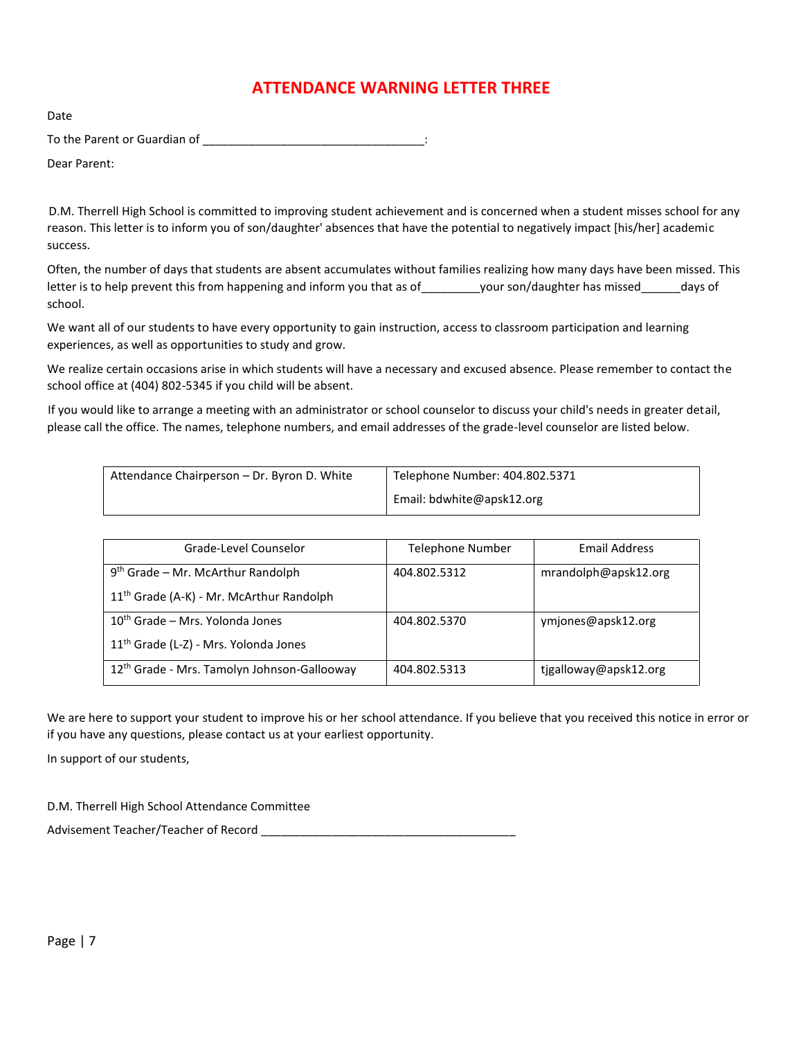# ATTENDANCE WARNING LETTER THREE

Date

To the Parent or Guardian of _________________________________:

Dear Parent:

D.M. Therrell High School is committed to improving student achievement and is concerned when a student misses school for any reason. This letter is to inform you of son/daughter' absences that have the potential to negatively impact [his/her] academic success.

Often, the number of days that students are absent accumulates without families realizing how many days have been missed. This letter is to help prevent this from happening and inform you that as of_________your son/daughter has missed______days of school.

We want all of our students to have every opportunity to gain instruction, access to classroom participation and learning experiences, as well as opportunities to study and grow.

We realize certain occasions arise in which students will have a necessary and excused absence. Please remember to contact the school office at (404) 802-5345 if you child will be absent.

If you would like to arrange a meeting with an administrator or school counselor to discuss your child's needs in greater detail, please call the office. The names, telephone numbers, and email addresses of the grade-level counselor are listed below.

| Attendance Chairperson – Dr. Byron D. White | Telephone Number: 404.802.5371<br>Email: bdwhite@apsk12.org |
|---|---|

| Grade-Level Counselor | Telephone Number | Email Address |
|---|---|---|
| 9th Grade – Mr. McArthur Randolph<br>11th Grade (A-K) - Mr. McArthur Randolph | 404.802.5312 | mrandolph@apsk12.org |
| 10th Grade – Mrs. Yolonda Jones<br>11th Grade (L-Z) - Mrs. Yolonda Jones | 404.802.5370 | ymjones@apsk12.org |
| 12th Grade - Mrs. Tamolyn Johnson-Gallooway | 404.802.5313 | tjgalloway@apsk12.org |

We are here to support your student to improve his or her school attendance. If you believe that you received this notice in error or if you have any questions, please contact us at your earliest opportunity.

In support of our students,

D.M. Therrell High School Attendance Committee

Advisement Teacher/Teacher of Record ______________________________________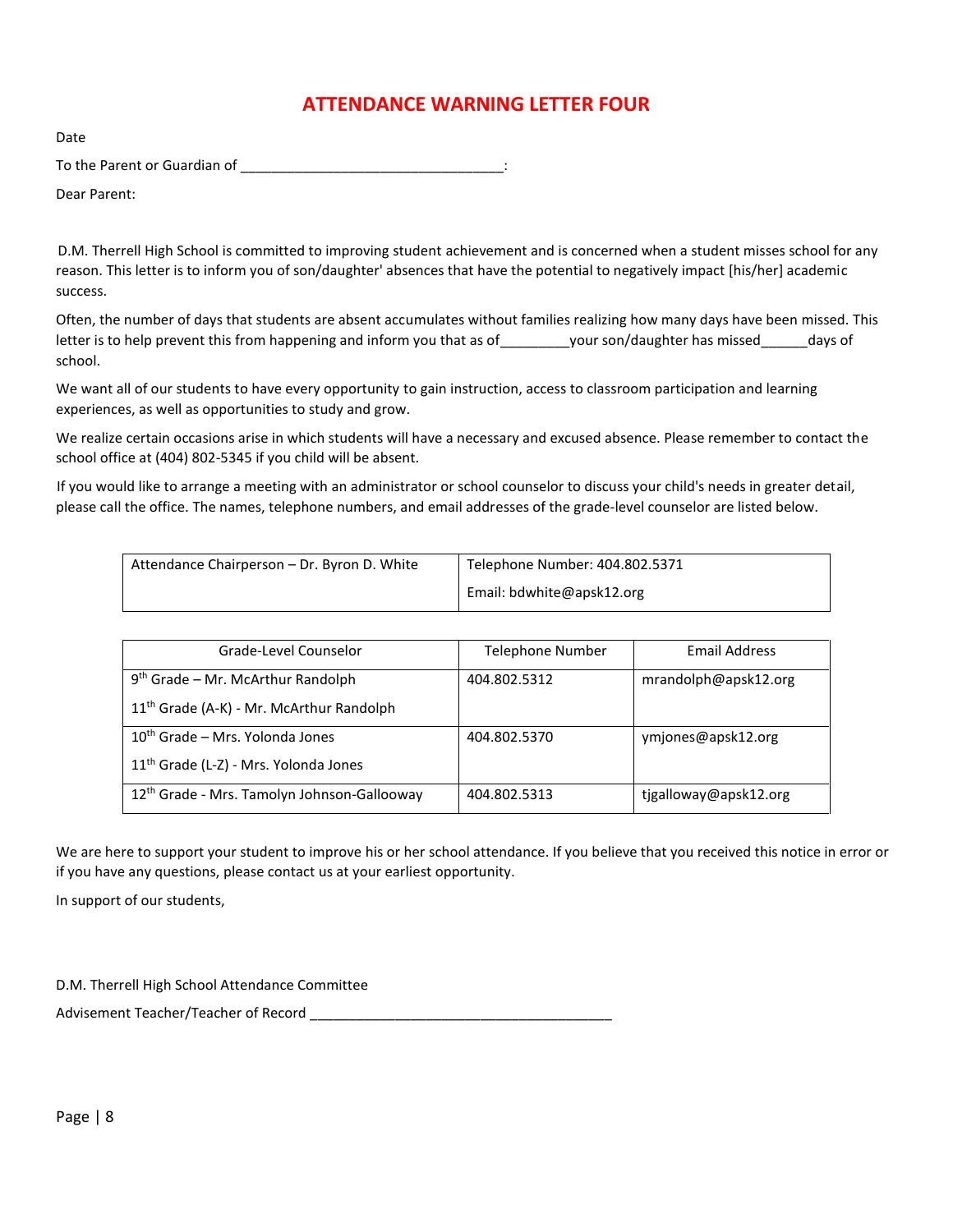# ATTENDANCE WARNING LETTER FOUR

Date

To the Parent or Guardian of _________________________________:

Dear Parent:

D.M. Therrell High School is committed to improving student achievement and is concerned when a student misses school for any reason. This letter is to inform you of son/daughter' absences that have the potential to negatively impact [his/her] academic success.

Often, the number of days that students are absent accumulates without families realizing how many days have been missed. This letter is to help prevent this from happening and inform you that as of_________your son/daughter has missed______days of school.

We want all of our students to have every opportunity to gain instruction, access to classroom participation and learning experiences, as well as opportunities to study and grow.

We realize certain occasions arise in which students will have a necessary and excused absence. Please remember to contact the school office at (404) 802-5345 if you child will be absent.

If you would like to arrange a meeting with an administrator or school counselor to discuss your child's needs in greater detail, please call the office. The names, telephone numbers, and email addresses of the grade-level counselor are listed below.

| Attendance Chairperson – Dr. Byron D. White | Telephone Number: 404.802.5371<br>Email: bdwhite@apsk12.org |
|---|---|

| Grade-Level Counselor | Telephone Number | Email Address |
|---|---|---|
| 9th Grade – Mr. McArthur Randolph<br>11th Grade (A-K) - Mr. McArthur Randolph | 404.802.5312 | mrandolph@apsk12.org |
| 10th Grade – Mrs. Yolonda Jones<br>11th Grade (L-Z) - Mrs. Yolonda Jones | 404.802.5370 | ymjones@apsk12.org |
| 12th Grade - Mrs. Tamolyn Johnson-Gallooway | 404.802.5313 | tjgalloway@apsk12.org |

We are here to support your student to improve his or her school attendance. If you believe that you received this notice in error or if you have any questions, please contact us at your earliest opportunity.

In support of our students,

D.M. Therrell High School Attendance Committee

Advisement Teacher/Teacher of Record ______________________________________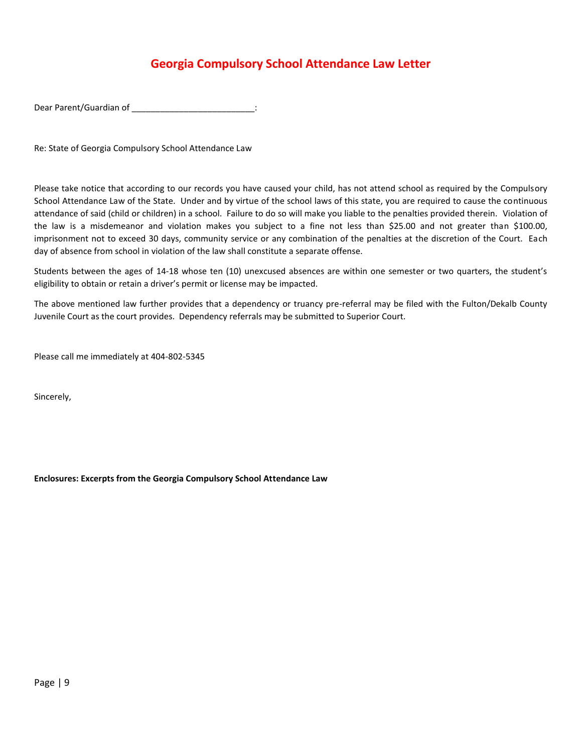# Georgia Compulsory School Attendance Law Letter

Dear Parent/Guardian of __________________________:

Re: State of Georgia Compulsory School Attendance Law

Please take notice that according to our records you have caused your child, has not attend school as required by the Compulsory School Attendance Law of the State. Under and by virtue of the school laws of this state, you are required to cause the continuous attendance of said (child or children) in a school. Failure to do so will make you liable to the penalties provided therein. Violation of the law is a misdemeanor and violation makes you subject to a fine not less than $25.00 and not greater than $100.00, imprisonment not to exceed 30 days, community service or any combination of the penalties at the discretion of the Court. Each day of absence from school in violation of the law shall constitute a separate offense.

Students between the ages of 14-18 whose ten (10) unexcused absences are within one semester or two quarters, the student's eligibility to obtain or retain a driver's permit or license may be impacted.

The above mentioned law further provides that a dependency or truancy pre-referral may be filed with the Fulton/Dekalb County Juvenile Court as the court provides. Dependency referrals may be submitted to Superior Court.

Please call me immediately at 404-802-5345

Sincerely,

**Enclosures: Excerpts from the Georgia Compulsory School Attendance Law**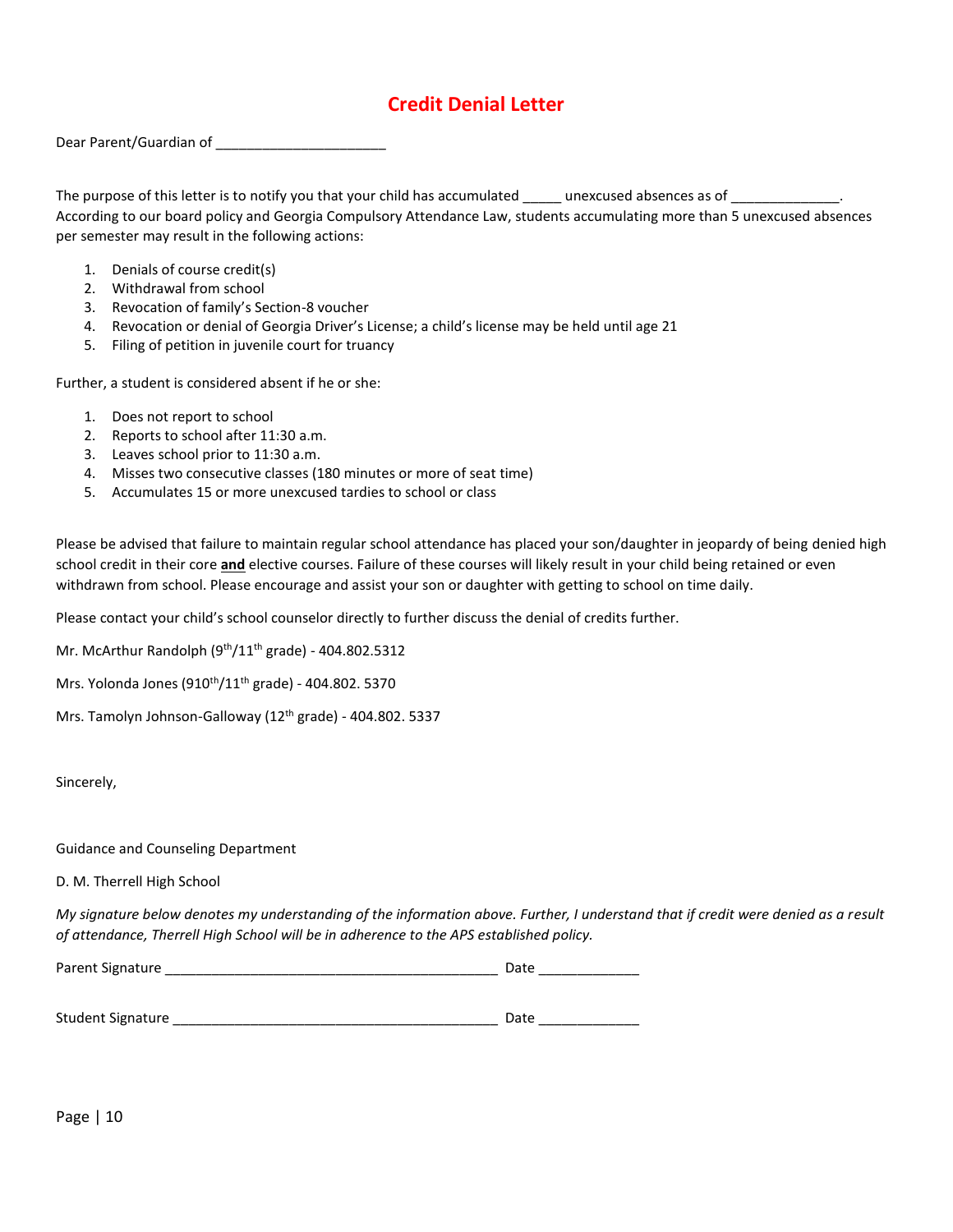# Credit Denial Letter

Dear Parent/Guardian of ______________________

The purpose of this letter is to notify you that your child has accumulated _____ unexcused absences as of ______________. According to our board policy and Georgia Compulsory Attendance Law, students accumulating more than 5 unexcused absences per semester may result in the following actions:

1. Denials of course credit(s)
2. Withdrawal from school
3. Revocation of family's Section-8 voucher
4. Revocation or denial of Georgia Driver's License; a child's license may be held until age 21
5. Filing of petition in juvenile court for truancy

Further, a student is considered absent if he or she:

1. Does not report to school
2. Reports to school after 11:30 a.m.
3. Leaves school prior to 11:30 a.m.
4. Misses two consecutive classes (180 minutes or more of seat time)
5. Accumulates 15 or more unexcused tardies to school or class

Please be advised that failure to maintain regular school attendance has placed your son/daughter in jeopardy of being denied high school credit in their core **and** elective courses. Failure of these courses will likely result in your child being retained or even withdrawn from school. Please encourage and assist your son or daughter with getting to school on time daily.

Please contact your child's school counselor directly to further discuss the denial of credits further.

Mr. McArthur Randolph (9th/11th grade) - 404.802.5312

Mrs. Yolonda Jones (910th/11th grade) - 404.802. 5370

Mrs. Tamolyn Johnson-Galloway (12th grade) - 404.802. 5337

Sincerely,

Guidance and Counseling Department

D. M. Therrell High School

*My signature below denotes my understanding of the information above. Further, I understand that if credit were denied as a result of attendance, Therrell High School will be in adherence to the APS established policy.*

Parent Signature ___________________________________________ Date _____________

Student Signature ___________________________________________ Date _____________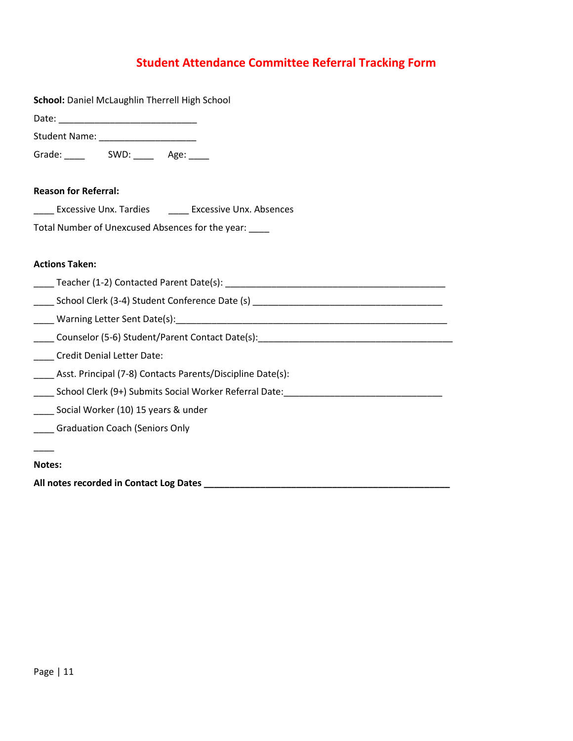# Student Attendance Committee Referral Tracking Form

**School:** Daniel McLaughlin Therrell High School

Date: ___________________________

Student Name: ___________________

Grade: ____ SWD: ____ Age: ____

**Reason for Referral:**

____ Excessive Unx. Tardies ____ Excessive Unx. Absences

Total Number of Unexcused Absences for the year: ____

**Actions Taken:**

____ Teacher (1-2) Contacted Parent Date(s): ___________________________________________

____ School Clerk (3-4) Student Conference Date (s) _____________________________________

____ Warning Letter Sent Date(s):_____________________________________________________

____ Counselor (5-6) Student/Parent Contact Date(s):______________________________________

____ Credit Denial Letter Date:

____ Asst. Principal (7-8) Contacts Parents/Discipline Date(s):

____ School Clerk (9+) Submits Social Worker Referral Date:______________________________

____ Social Worker (10) 15 years & under

____ Graduation Coach (Seniors Only

____

**Notes:**

**All notes recorded in Contact Log Dates ________________________________________________**